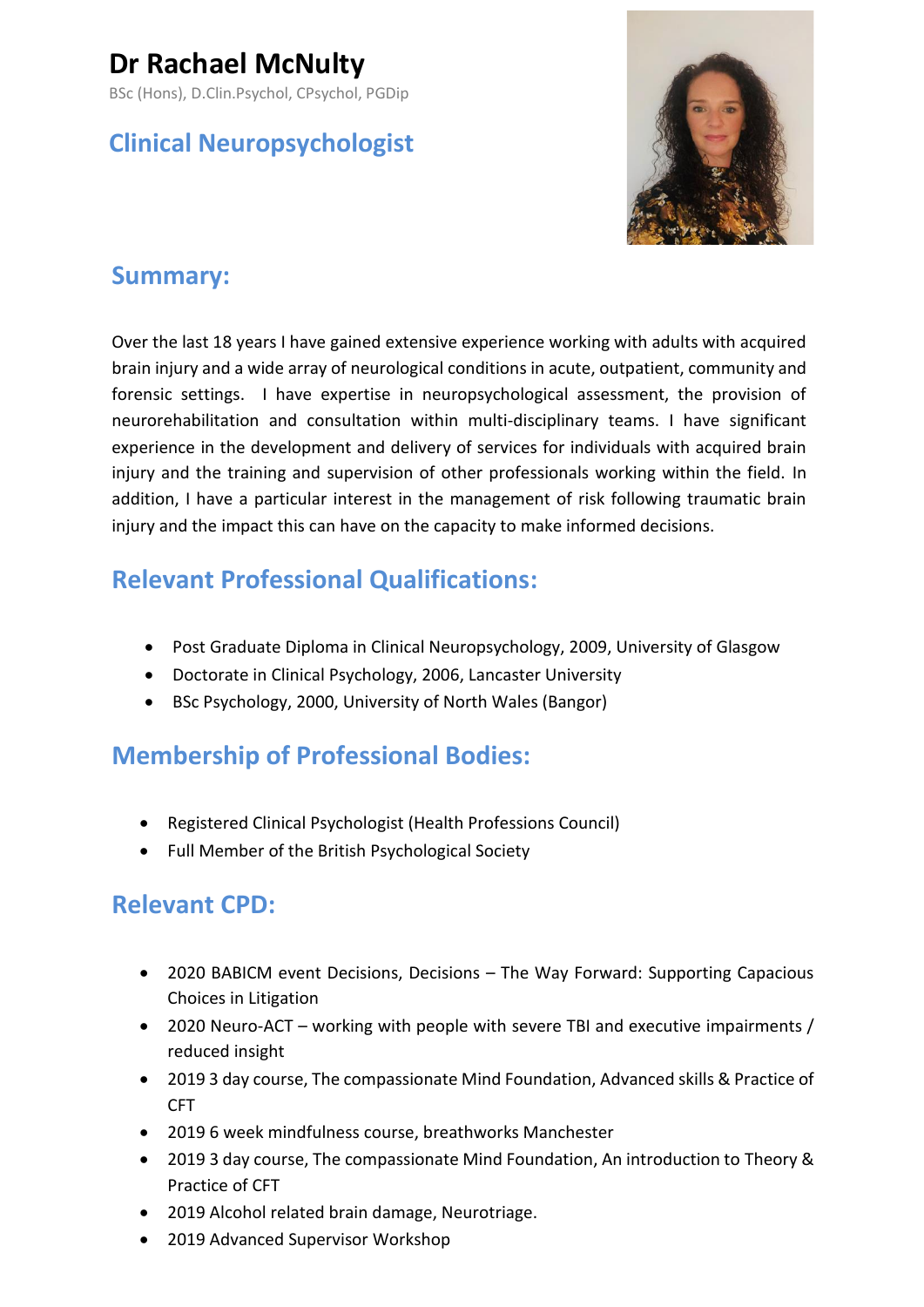# Dr Rachael McNulty

BSc (Hons), D.Clin.Psychol, CPsychol, PGDip

## Clinical Neuropsychologist

## Summary:

Over the last 18 years I have gained extensive experience working with adults with acquired brain injury and a wide array of neurological conditions in acute, outpatient, community and forensic settings. I have expertise in neuropsychological assessment, the provision of neurorehabilitation and consultation within multi-disciplinary teams. I have significant experience in the development and delivery of services for individuals with acquired brain injury and the training and supervision of other professionals working within the field. In addition, I have a particular interest in the management of risk following traumatic brain injury and the impact this can have on the capacity to make informed decisions.

## Relevant Professional Qualifications:

- Post Graduate Diploma in Clinical Neuropsychology, 2009, University of Glasgow
- Doctorate in Clinical Psychology, 2006, Lancaster University
- BSc Psychology, 2000, University of North Wales (Bangor)

## Membership of Professional Bodies:

- Registered Clinical Psychologist (Health Professions Council)
- Full Member of the British Psychological Society

## Relevant CPD:

- 2020 BABICM event Decisions, Decisions – The Way Forward: Supporting Capacious Choices in Litigation
- 2020 Neuro-ACT – working with people with severe TBI and executive impairments / reduced insight
- 2019 3 day course, The compassionate Mind Foundation, Advanced skills & Practice of CFT
- 2019 6 week mindfulness course, breathworks Manchester
- 2019 3 day course, The compassionate Mind Foundation, An introduction to Theory & Practice of CFT
- 2019 Alcohol related brain damage, Neurotriage.
- 2019 Advanced Supervisor Workshop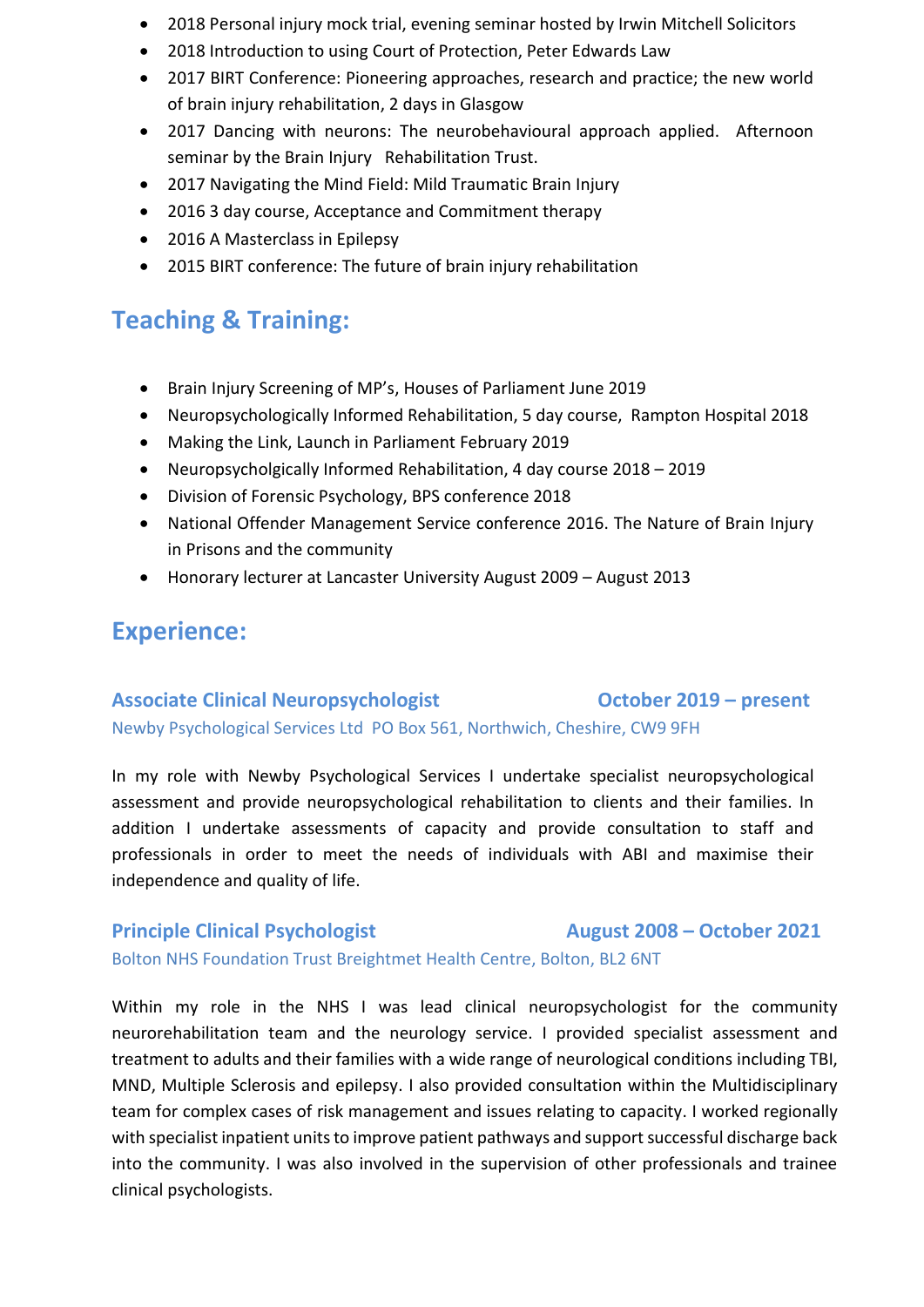- 2018 Personal injury mock trial, evening seminar hosted by Irwin Mitchell Solicitors
- 2018 Introduction to using Court of Protection, Peter Edwards Law
- 2017 BIRT Conference: Pioneering approaches, research and practice; the new world of brain injury rehabilitation, 2 days in Glasgow
- 2017 Dancing with neurons: The neurobehavioural approach applied. Afternoon seminar by the Brain Injury Rehabilitation Trust.
- 2017 Navigating the Mind Field: Mild Traumatic Brain Injury
- 2016 3 day course, Acceptance and Commitment therapy
- 2016 A Masterclass in Epilepsy
- 2015 BIRT conference: The future of brain injury rehabilitation

## Teaching & Training:

- Brain Injury Screening of MP's, Houses of Parliament June 2019
- Neuropsychologically Informed Rehabilitation, 5 day course, Rampton Hospital 2018
- Making the Link, Launch in Parliament February 2019
- Neuropsycholgically Informed Rehabilitation, 4 day course 2018 – 2019
- Division of Forensic Psychology, BPS conference 2018
- National Offender Management Service conference 2016. The Nature of Brain Injury in Prisons and the community
- Honorary lecturer at Lancaster University August 2009 – August 2013

## Experience:

### Associate Clinical Neuropsychologist — October 2019 – present

Newby Psychological Services Ltd PO Box 561, Northwich, Cheshire, CW9 9FH

In my role with Newby Psychological Services I undertake specialist neuropsychological assessment and provide neuropsychological rehabilitation to clients and their families. In addition I undertake assessments of capacity and provide consultation to staff and professionals in order to meet the needs of individuals with ABI and maximise their independence and quality of life.

### Principle Clinical Psychologist — August 2008 – October 2021

Bolton NHS Foundation Trust Breightmet Health Centre, Bolton, BL2 6NT

Within my role in the NHS I was lead clinical neuropsychologist for the community neurorehabilitation team and the neurology service. I provided specialist assessment and treatment to adults and their families with a wide range of neurological conditions including TBI, MND, Multiple Sclerosis and epilepsy. I also provided consultation within the Multidisciplinary team for complex cases of risk management and issues relating to capacity. I worked regionally with specialist inpatient units to improve patient pathways and support successful discharge back into the community. I was also involved in the supervision of other professionals and trainee clinical psychologists.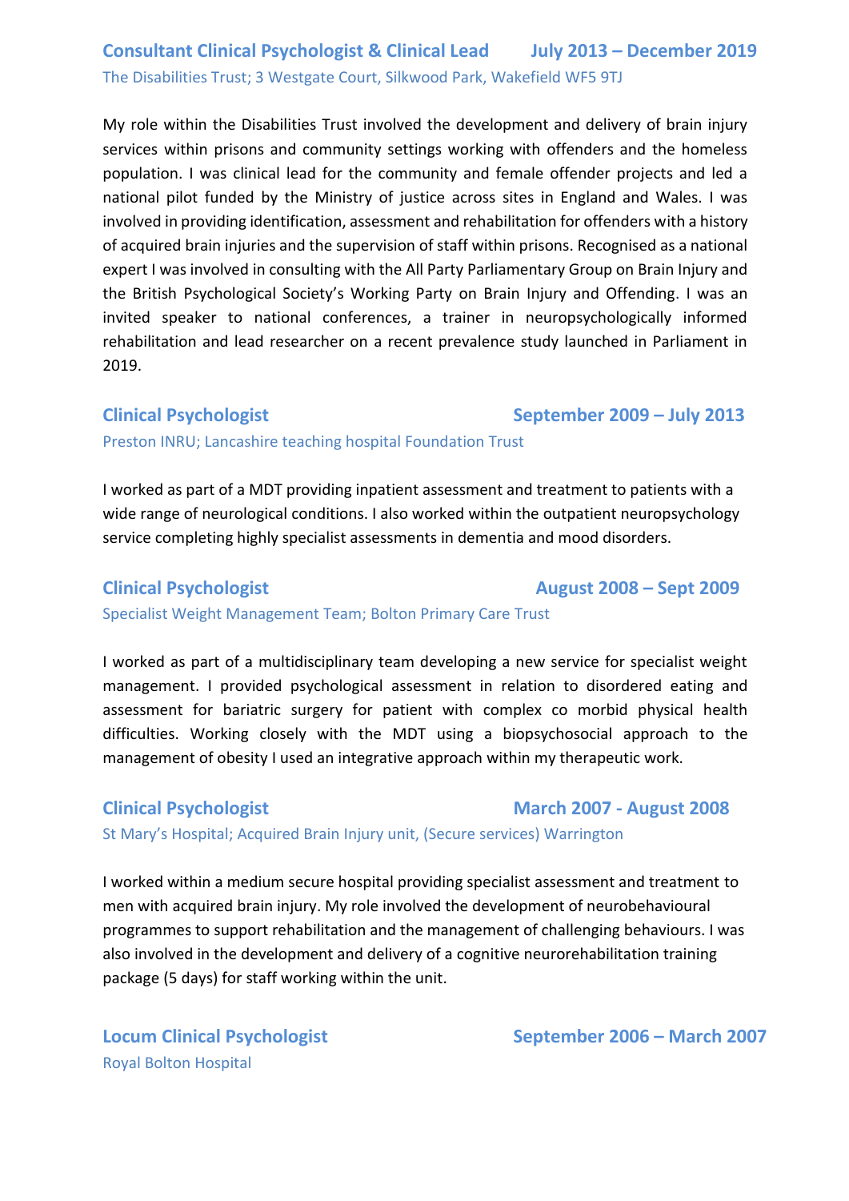### Consultant Clinical Psychologist & Clinical Lead — July 2013 – December 2019

The Disabilities Trust; 3 Westgate Court, Silkwood Park, Wakefield WF5 9TJ

My role within the Disabilities Trust involved the development and delivery of brain injury services within prisons and community settings working with offenders and the homeless population. I was clinical lead for the community and female offender projects and led a national pilot funded by the Ministry of justice across sites in England and Wales. I was involved in providing identification, assessment and rehabilitation for offenders with a history of acquired brain injuries and the supervision of staff within prisons. Recognised as a national expert I was involved in consulting with the All Party Parliamentary Group on Brain Injury and the British Psychological Society's Working Party on Brain Injury and Offending. I was an invited speaker to national conferences, a trainer in neuropsychologically informed rehabilitation and lead researcher on a recent prevalence study launched in Parliament in 2019.

### Clinical Psychologist — September 2009 – July 2013

Preston INRU; Lancashire teaching hospital Foundation Trust

I worked as part of a MDT providing inpatient assessment and treatment to patients with a wide range of neurological conditions. I also worked within the outpatient neuropsychology service completing highly specialist assessments in dementia and mood disorders.

### Clinical Psychologist — August 2008 – Sept 2009

Specialist Weight Management Team; Bolton Primary Care Trust

I worked as part of a multidisciplinary team developing a new service for specialist weight management. I provided psychological assessment in relation to disordered eating and assessment for bariatric surgery for patient with complex co morbid physical health difficulties. Working closely with the MDT using a biopsychosocial approach to the management of obesity I used an integrative approach within my therapeutic work.

### Clinical Psychologist — March 2007 - August 2008

St Mary's Hospital; Acquired Brain Injury unit, (Secure services) Warrington

I worked within a medium secure hospital providing specialist assessment and treatment to men with acquired brain injury. My role involved the development of neurobehavioural programmes to support rehabilitation and the management of challenging behaviours. I was also involved in the development and delivery of a cognitive neurorehabilitation training package (5 days) for staff working within the unit.

### Locum Clinical Psychologist — September 2006 – March 2007

Royal Bolton Hospital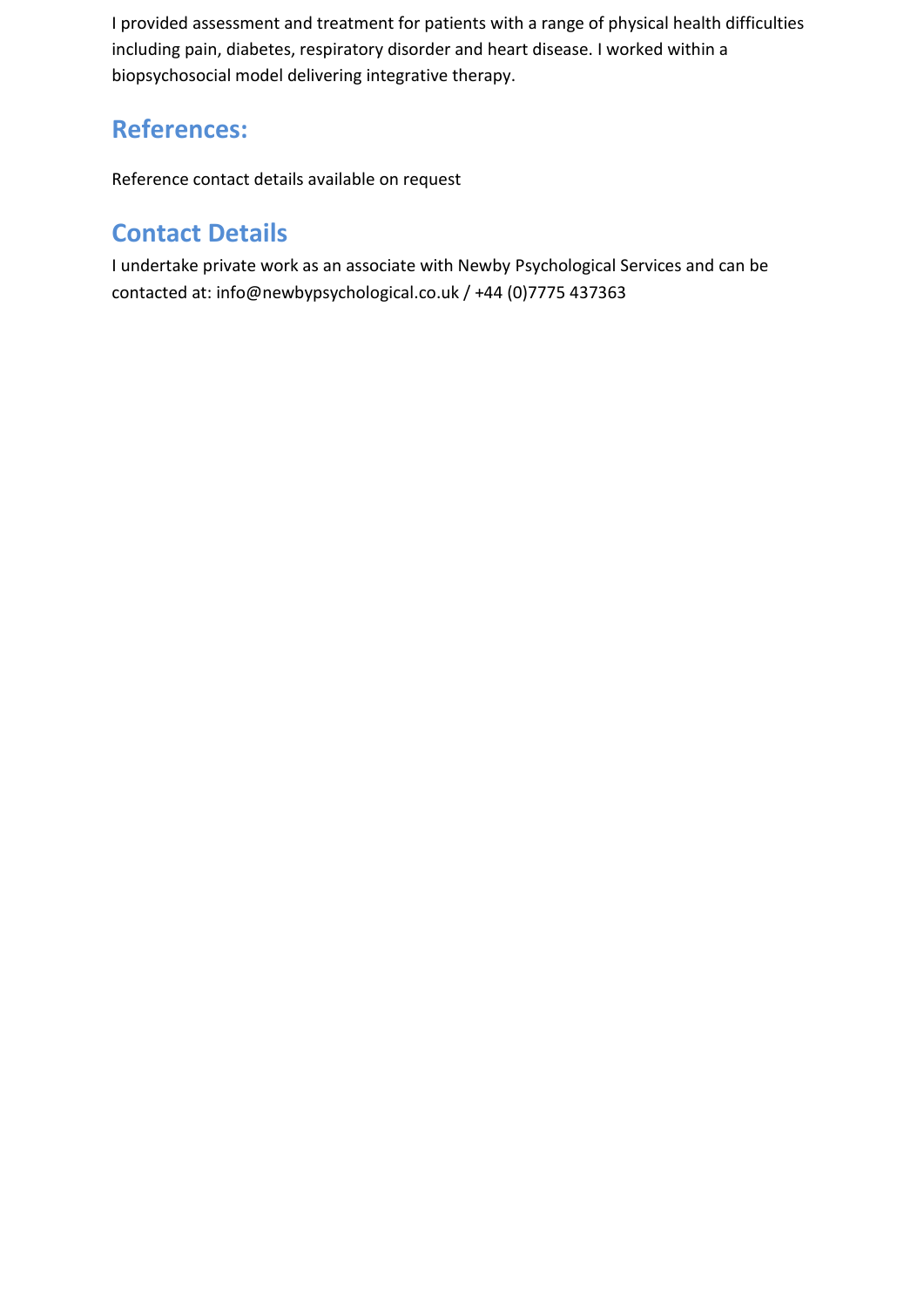I provided assessment and treatment for patients with a range of physical health difficulties including pain, diabetes, respiratory disorder and heart disease. I worked within a biopsychosocial model delivering integrative therapy.

## References:

Reference contact details available on request

## Contact Details

I undertake private work as an associate with Newby Psychological Services and can be contacted at: info@newbypsychological.co.uk / +44 (0)7775 437363